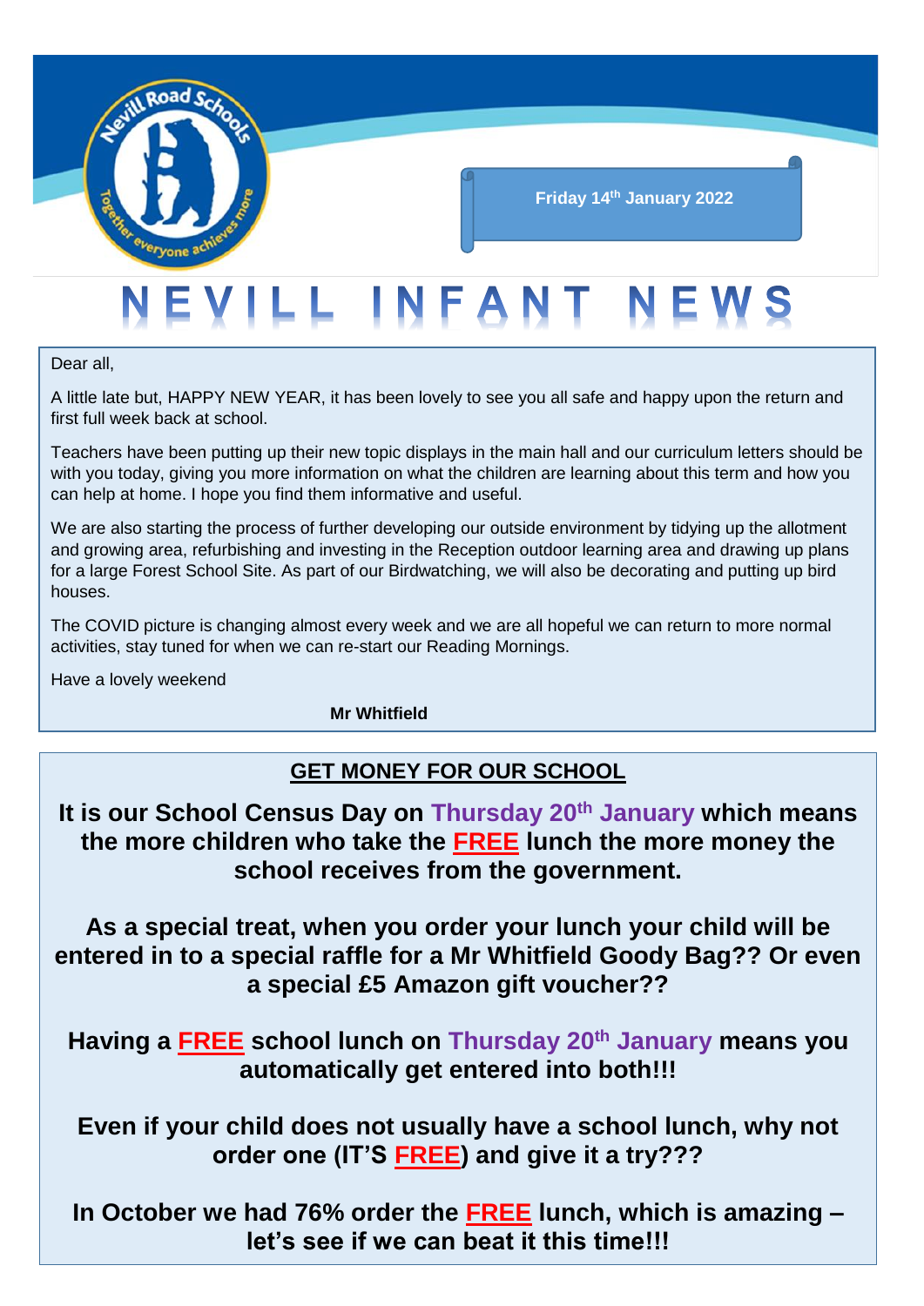Nevill Road Schools — Together everyone achieves more

**Friday 14th January 2022**

# NEVILL INFANT NEWS

Dear all,

A little late but, HAPPY NEW YEAR, it has been lovely to see you all safe and happy upon the return and first full week back at school.

Teachers have been putting up their new topic displays in the main hall and our curriculum letters should be with you today, giving you more information on what the children are learning about this term and how you can help at home. I hope you find them informative and useful.

We are also starting the process of further developing our outside environment by tidying up the allotment and growing area, refurbishing and investing in the Reception outdoor learning area and drawing up plans for a large Forest School Site. As part of our Birdwatching, we will also be decorating and putting up bird houses.

The COVID picture is changing almost every week and we are all hopeful we can return to more normal activities, stay tuned for when we can re-start our Reading Mornings.

Have a lovely weekend

**Mr Whitfield**

## GET MONEY FOR OUR SCHOOL

**It is our School Census Day on Thursday 20th January which means the more children who take the FREE lunch the more money the school receives from the government.**

**As a special treat, when you order your lunch your child will be entered in to a special raffle for a Mr Whitfield Goody Bag?? Or even a special £5 Amazon gift voucher??**

**Having a FREE school lunch on Thursday 20th January means you automatically get entered into both!!!**

**Even if your child does not usually have a school lunch, why not order one (IT'S FREE) and give it a try???**

**In October we had 76% order the FREE lunch, which is amazing – let's see if we can beat it this time!!!**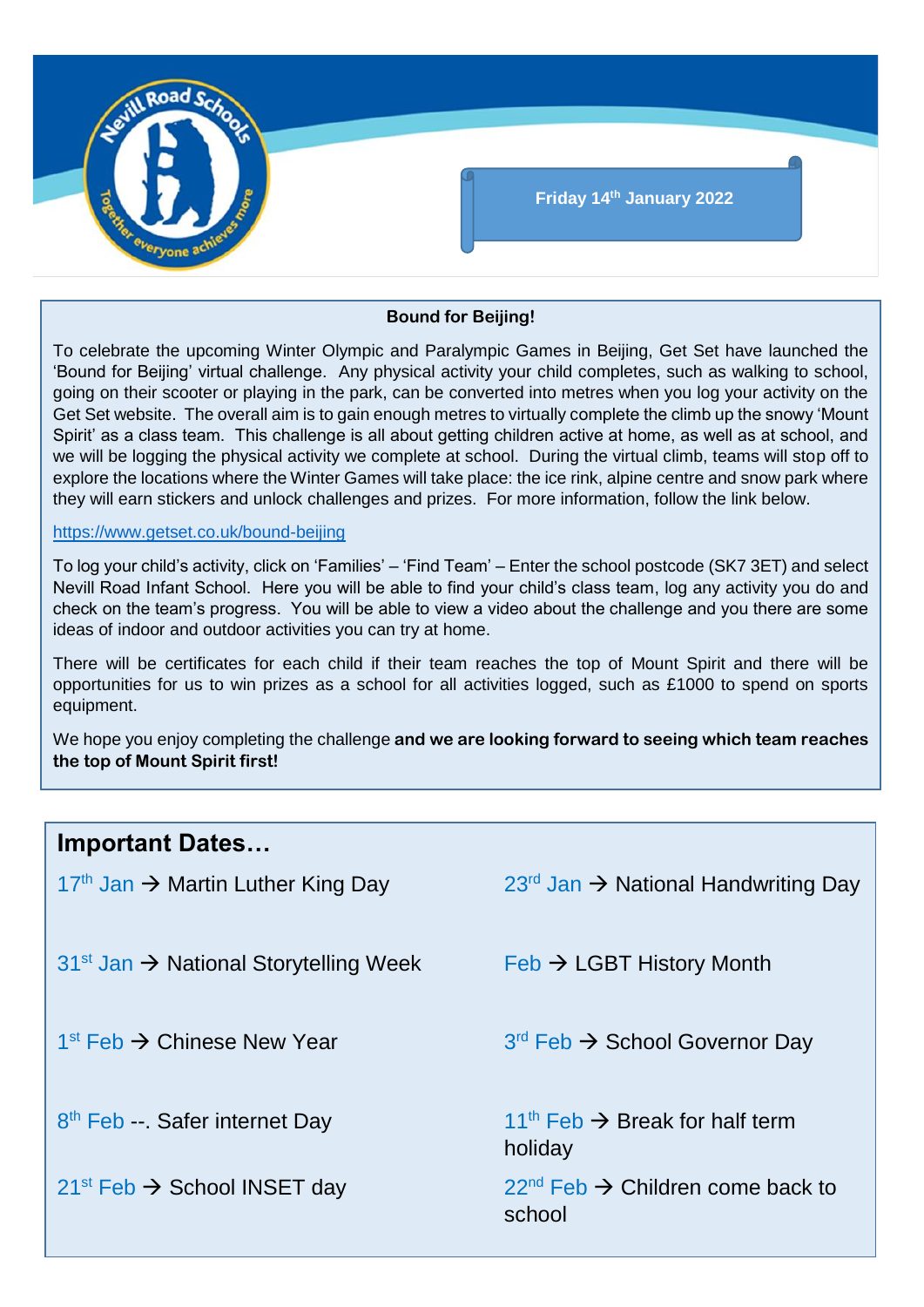Friday 14th January 2022

## Bound for Beijing!

To celebrate the upcoming Winter Olympic and Paralympic Games in Beijing, Get Set have launched the 'Bound for Beijing' virtual challenge. Any physical activity your child completes, such as walking to school, going on their scooter or playing in the park, can be converted into metres when you log your activity on the Get Set website. The overall aim is to gain enough metres to virtually complete the climb up the snowy 'Mount Spirit' as a class team. This challenge is all about getting children active at home, as well as at school, and we will be logging the physical activity we complete at school. During the virtual climb, teams will stop off to explore the locations where the Winter Games will take place: the ice rink, alpine centre and snow park where they will earn stickers and unlock challenges and prizes. For more information, follow the link below.

https://www.getset.co.uk/bound-beijing

To log your child's activity, click on 'Families' – 'Find Team' – Enter the school postcode (SK7 3ET) and select Nevill Road Infant School. Here you will be able to find your child's class team, log any activity you do and check on the team's progress. You will be able to view a video about the challenge and you there are some ideas of indoor and outdoor activities you can try at home.

There will be certificates for each child if their team reaches the top of Mount Spirit and there will be opportunities for us to win prizes as a school for all activities logged, such as £1000 to spend on sports equipment.

We hope you enjoy completing the challenge **and we are looking forward to seeing which team reaches the top of Mount Spirit first!**

## Important Dates…

- 17th Jan → Martin Luther King Day
- 23rd Jan → National Handwriting Day
- 31st Jan → National Storytelling Week
- Feb → LGBT History Month
- 1st Feb → Chinese New Year
- 3rd Feb → School Governor Day
- 8th Feb --. Safer internet Day
- 11th Feb → Break for half term holiday
- 21st Feb → School INSET day
- 22nd Feb → Children come back to school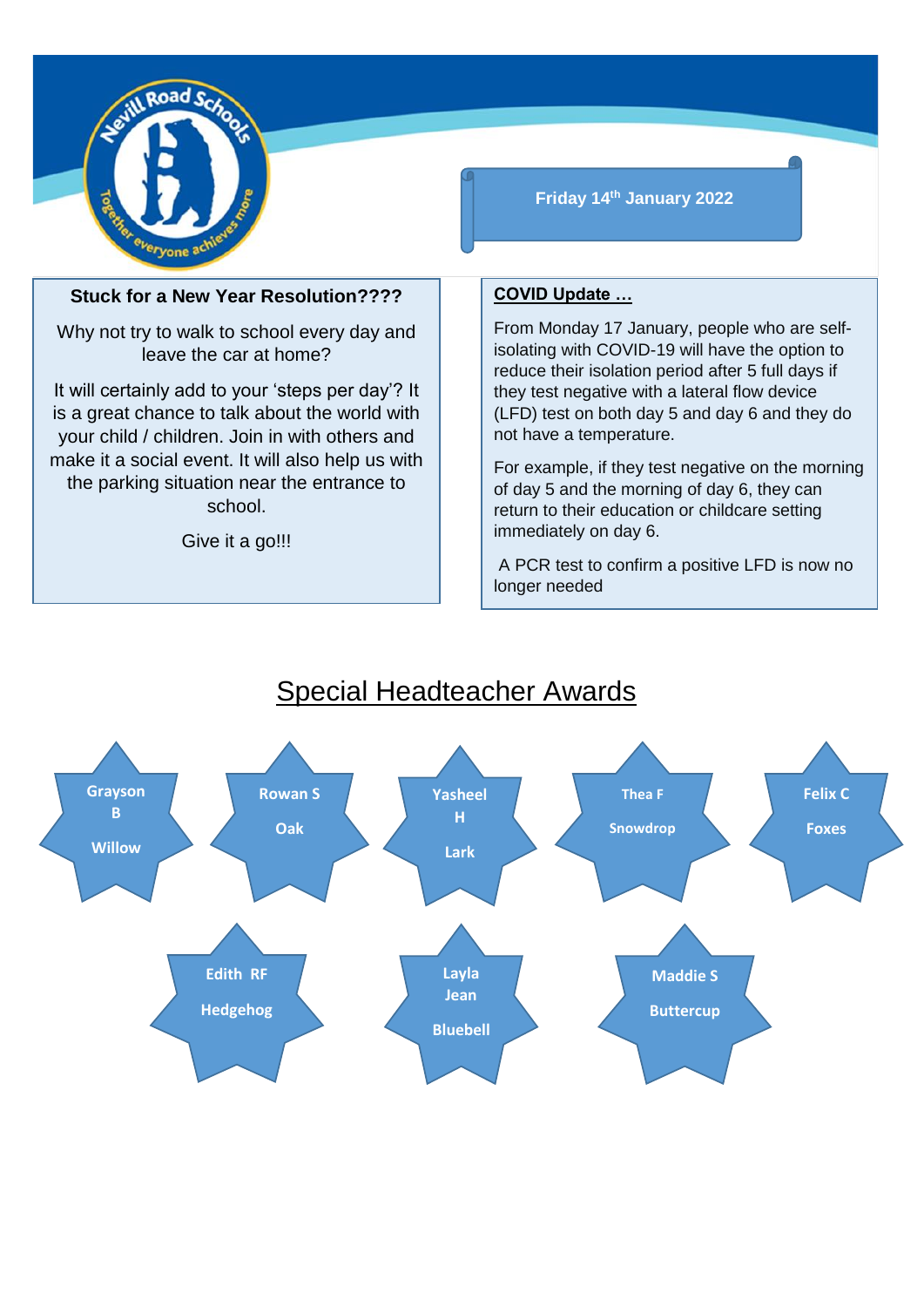Friday 14th January 2022

### Stuck for a New Year Resolution????

Why not try to walk to school every day and leave the car at home?

It will certainly add to your 'steps per day'? It is a great chance to talk about the world with your child / children. Join in with others and make it a social event. It will also help us with the parking situation near the entrance to school.

Give it a go!!!

### COVID Update …

From Monday 17 January, people who are self-isolating with COVID-19 will have the option to reduce their isolation period after 5 full days if they test negative with a lateral flow device (LFD) test on both day 5 and day 6 and they do not have a temperature.

For example, if they test negative on the morning of day 5 and the morning of day 6, they can return to their education or childcare setting immediately on day 6.

A PCR test to confirm a positive LFD is now no longer needed

## Special Headteacher Awards

Grayson B – Willow

Rowan S – Oak

Yasheel H – Lark

Thea F – Snowdrop

Felix C – Foxes

Edith RF – Hedgehog

Layla Jean – Bluebell

Maddie S – Buttercup